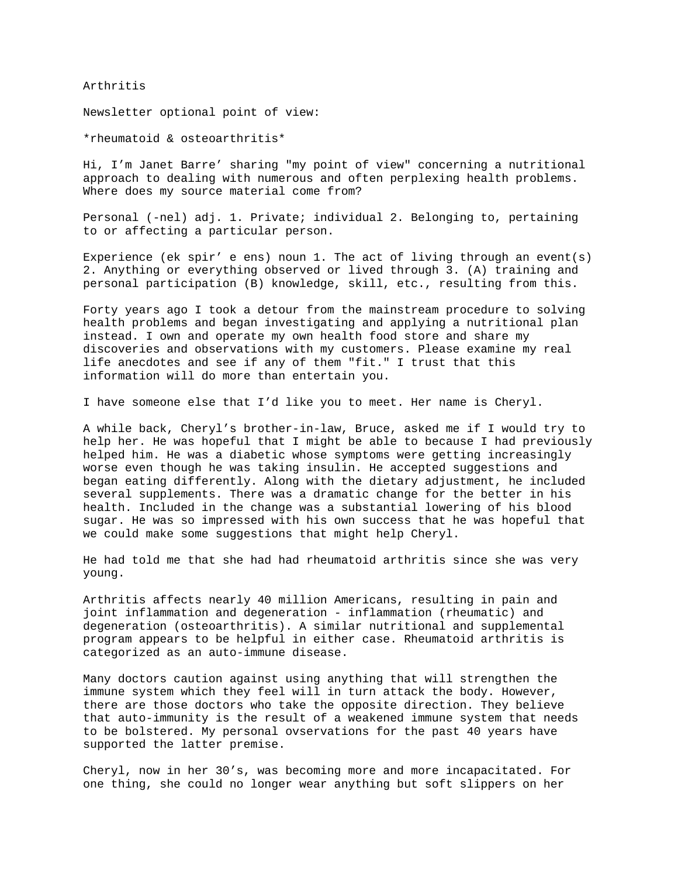Arthritis

Newsletter optional point of view:

*rheumatoid & osteoarthritis*

Hi, I'm Janet Barre' sharing "my point of view" concerning a nutritional approach to dealing with numerous and often perplexing health problems. Where does my source material come from?

Personal (-nel) adj. 1. Private; individual 2. Belonging to, pertaining to or affecting a particular person.

Experience (ek spir' e ens) noun 1. The act of living through an event(s) 2. Anything or everything observed or lived through 3. (A) training and personal participation (B) knowledge, skill, etc., resulting from this.

Forty years ago I took a detour from the mainstream procedure to solving health problems and began investigating and applying a nutritional plan instead. I own and operate my own health food store and share my discoveries and observations with my customers. Please examine my real life anecdotes and see if any of them "fit." I trust that this information will do more than entertain you.

I have someone else that I'd like you to meet. Her name is Cheryl.

A while back, Cheryl's brother-in-law, Bruce, asked me if I would try to help her. He was hopeful that I might be able to because I had previously helped him. He was a diabetic whose symptoms were getting increasingly worse even though he was taking insulin. He accepted suggestions and began eating differently. Along with the dietary adjustment, he included several supplements. There was a dramatic change for the better in his health. Included in the change was a substantial lowering of his blood sugar. He was so impressed with his own success that he was hopeful that we could make some suggestions that might help Cheryl.

He had told me that she had had rheumatoid arthritis since she was very young.

Arthritis affects nearly 40 million Americans, resulting in pain and joint inflammation and degeneration - inflammation (rheumatic) and degeneration (osteoarthritis). A similar nutritional and supplemental program appears to be helpful in either case. Rheumatoid arthritis is categorized as an auto-immune disease.

Many doctors caution against using anything that will strengthen the immune system which they feel will in turn attack the body. However, there are those doctors who take the opposite direction. They believe that auto-immunity is the result of a weakened immune system that needs to be bolstered. My personal ovservations for the past 40 years have supported the latter premise.

Cheryl, now in her 30's, was becoming more and more incapacitated. For one thing, she could no longer wear anything but soft slippers on her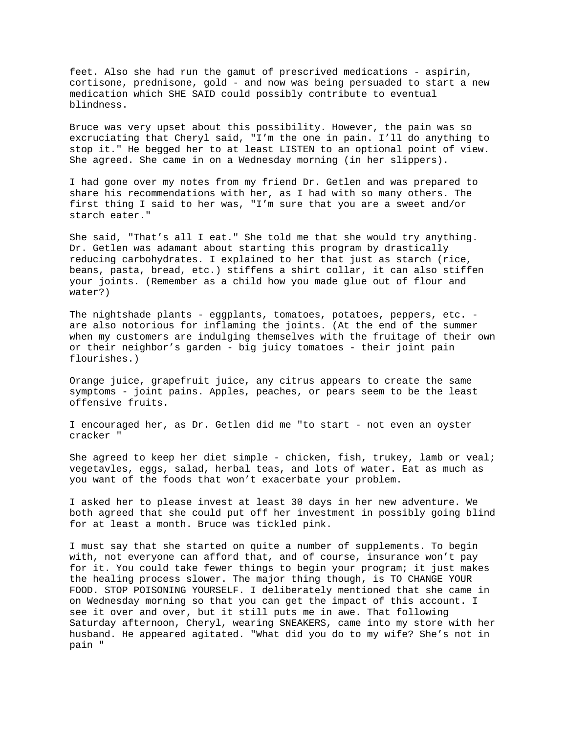feet. Also she had run the gamut of prescrived medications - aspirin, cortisone, prednisone, gold - and now was being persuaded to start a new medication which SHE SAID could possibly contribute to eventual blindness.

Bruce was very upset about this possibility. However, the pain was so excruciating that Cheryl said, "I'm the one in pain. I'll do anything to stop it." He begged her to at least LISTEN to an optional point of view. She agreed. She came in on a Wednesday morning (in her slippers).

I had gone over my notes from my friend Dr. Getlen and was prepared to share his recommendations with her, as I had with so many others. The first thing I said to her was, "I'm sure that you are a sweet and/or starch eater."

She said, "That's all I eat." She told me that she would try anything. Dr. Getlen was adamant about starting this program by drastically reducing carbohydrates. I explained to her that just as starch (rice, beans, pasta, bread, etc.) stiffens a shirt collar, it can also stiffen your joints. (Remember as a child how you made glue out of flour and water?)

The nightshade plants - eggplants, tomatoes, potatoes, peppers, etc. - are also notorious for inflaming the joints. (At the end of the summer when my customers are indulging themselves with the fruitage of their own or their neighbor's garden - big juicy tomatoes - their joint pain flourishes.)

Orange juice, grapefruit juice, any citrus appears to create the same symptoms - joint pains. Apples, peaches, or pears seem to be the least offensive fruits.

I encouraged her, as Dr. Getlen did me "to start - not even an oyster cracker "

She agreed to keep her diet simple - chicken, fish, trukey, lamb or veal; vegetavles, eggs, salad, herbal teas, and lots of water. Eat as much as you want of the foods that won't exacerbate your problem.

I asked her to please invest at least 30 days in her new adventure. We both agreed that she could put off her investment in possibly going blind for at least a month. Bruce was tickled pink.

I must say that she started on quite a number of supplements. To begin with, not everyone can afford that, and of course, insurance won't pay for it. You could take fewer things to begin your program; it just makes the healing process slower. The major thing though, is TO CHANGE YOUR FOOD. STOP POISONING YOURSELF. I deliberately mentioned that she came in on Wednesday morning so that you can get the impact of this account. I see it over and over, but it still puts me in awe. That following Saturday afternoon, Cheryl, wearing SNEAKERS, came into my store with her husband. He appeared agitated. "What did you do to my wife? She's not in pain "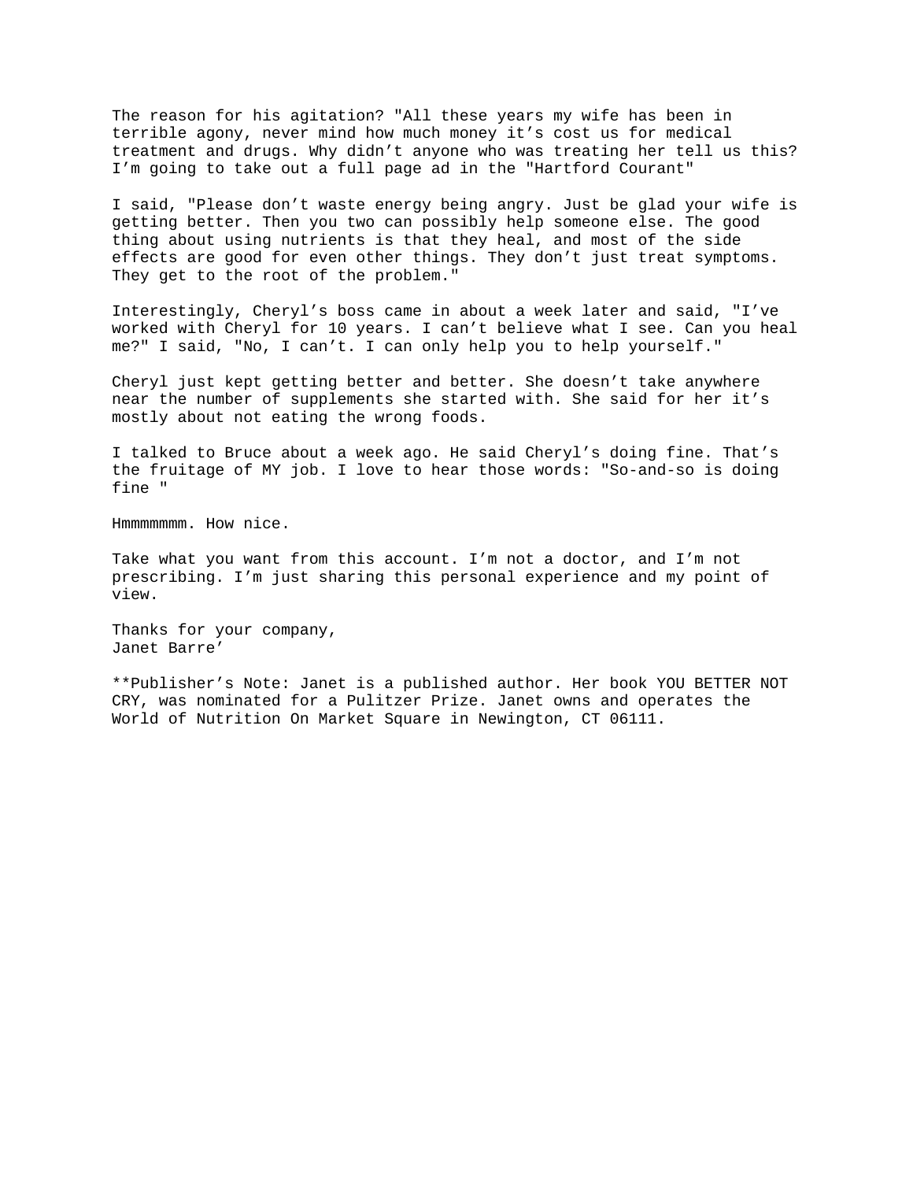The reason for his agitation? "All these years my wife has been in terrible agony, never mind how much money it's cost us for medical treatment and drugs. Why didn't anyone who was treating her tell us this? I'm going to take out a full page ad in the "Hartford Courant"

I said, "Please don't waste energy being angry. Just be glad your wife is getting better. Then you two can possibly help someone else. The good thing about using nutrients is that they heal, and most of the side effects are good for even other things. They don't just treat symptoms. They get to the root of the problem."

Interestingly, Cheryl's boss came in about a week later and said, "I've worked with Cheryl for 10 years. I can't believe what I see. Can you heal me?" I said, "No, I can't. I can only help you to help yourself."

Cheryl just kept getting better and better. She doesn't take anywhere near the number of supplements she started with. She said for her it's mostly about not eating the wrong foods.

I talked to Bruce about a week ago. He said Cheryl's doing fine. That's the fruitage of MY job. I love to hear those words: "So-and-so is doing fine "

Hmmmmmmm. How nice.

Take what you want from this account. I'm not a doctor, and I'm not prescribing. I'm just sharing this personal experience and my point of view.

Thanks for your company,
Janet Barre'

**Publisher's Note: Janet is a published author. Her book YOU BETTER NOT CRY, was nominated for a Pulitzer Prize. Janet owns and operates the World of Nutrition On Market Square in Newington, CT 06111.